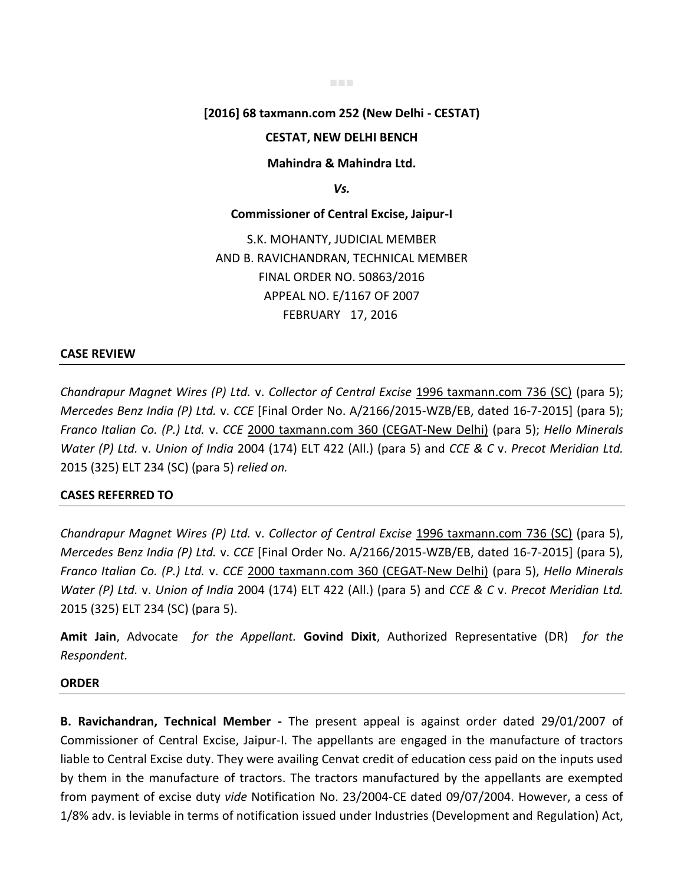**[2016] 68 taxmann.com 252 (New Delhi - CESTAT)**

**CESTAT, NEW DELHI BENCH**

**Mahindra & Mahindra Ltd.**

***Vs.***

**Commissioner of Central Excise, Jaipur-I**

S.K. MOHANTY, JUDICIAL MEMBER
AND B. RAVICHANDRAN, TECHNICAL MEMBER
FINAL ORDER NO. 50863/2016
APPEAL NO. E/1167 OF 2007
FEBRUARY 17, 2016

**CASE REVIEW**

*Chandrapur Magnet Wires (P) Ltd.* v. *Collector of Central Excise* 1996 taxmann.com 736 (SC) (para 5); *Mercedes Benz India (P) Ltd.* v. *CCE* [Final Order No. A/2166/2015-WZB/EB, dated 16-7-2015] (para 5); *Franco Italian Co. (P.) Ltd.* v. *CCE* 2000 taxmann.com 360 (CEGAT-New Delhi) (para 5); *Hello Minerals Water (P) Ltd.* v. *Union of India* 2004 (174) ELT 422 (All.) (para 5) and *CCE & C* v. *Precot Meridian Ltd.* 2015 (325) ELT 234 (SC) (para 5) *relied on.*

**CASES REFERRED TO**

*Chandrapur Magnet Wires (P) Ltd.* v. *Collector of Central Excise* 1996 taxmann.com 736 (SC) (para 5), *Mercedes Benz India (P) Ltd.* v. *CCE* [Final Order No. A/2166/2015-WZB/EB, dated 16-7-2015] (para 5), *Franco Italian Co. (P.) Ltd.* v. *CCE* 2000 taxmann.com 360 (CEGAT-New Delhi) (para 5), *Hello Minerals Water (P) Ltd.* v. *Union of India* 2004 (174) ELT 422 (All.) (para 5) and *CCE & C* v. *Precot Meridian Ltd.* 2015 (325) ELT 234 (SC) (para 5).

**Amit Jain**, Advocate *for the Appellant.* **Govind Dixit**, Authorized Representative (DR) *for the Respondent.*

**ORDER**

**B. Ravichandran, Technical Member -** The present appeal is against order dated 29/01/2007 of Commissioner of Central Excise, Jaipur-I. The appellants are engaged in the manufacture of tractors liable to Central Excise duty. They were availing Cenvat credit of education cess paid on the inputs used by them in the manufacture of tractors. The tractors manufactured by the appellants are exempted from payment of excise duty *vide* Notification No. 23/2004-CE dated 09/07/2004. However, a cess of 1/8% adv. is leviable in terms of notification issued under Industries (Development and Regulation) Act,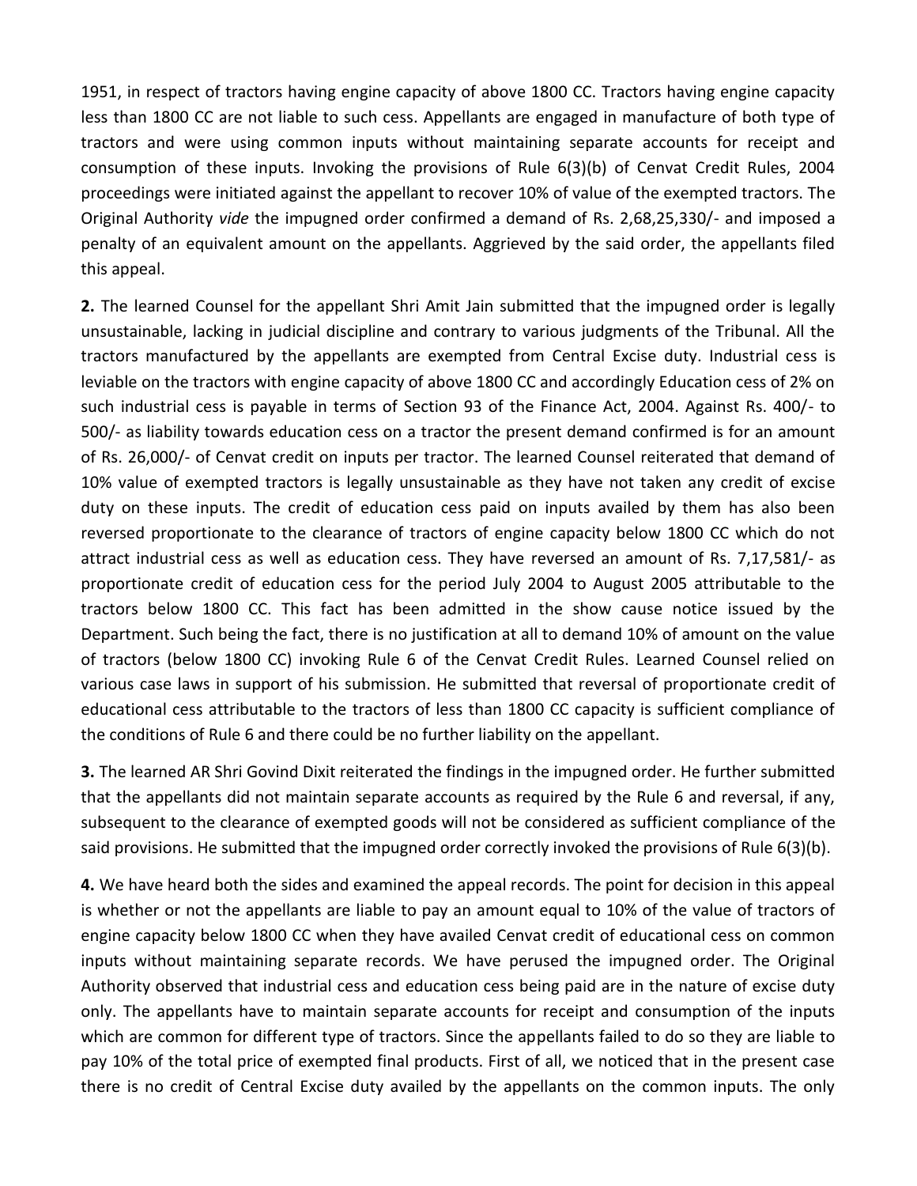1951, in respect of tractors having engine capacity of above 1800 CC. Tractors having engine capacity less than 1800 CC are not liable to such cess. Appellants are engaged in manufacture of both type of tractors and were using common inputs without maintaining separate accounts for receipt and consumption of these inputs. Invoking the provisions of Rule 6(3)(b) of Cenvat Credit Rules, 2004 proceedings were initiated against the appellant to recover 10% of value of the exempted tractors. The Original Authority *vide* the impugned order confirmed a demand of Rs. 2,68,25,330/- and imposed a penalty of an equivalent amount on the appellants. Aggrieved by the said order, the appellants filed this appeal.

**2.** The learned Counsel for the appellant Shri Amit Jain submitted that the impugned order is legally unsustainable, lacking in judicial discipline and contrary to various judgments of the Tribunal. All the tractors manufactured by the appellants are exempted from Central Excise duty. Industrial cess is leviable on the tractors with engine capacity of above 1800 CC and accordingly Education cess of 2% on such industrial cess is payable in terms of Section 93 of the Finance Act, 2004. Against Rs. 400/- to 500/- as liability towards education cess on a tractor the present demand confirmed is for an amount of Rs. 26,000/- of Cenvat credit on inputs per tractor. The learned Counsel reiterated that demand of 10% value of exempted tractors is legally unsustainable as they have not taken any credit of excise duty on these inputs. The credit of education cess paid on inputs availed by them has also been reversed proportionate to the clearance of tractors of engine capacity below 1800 CC which do not attract industrial cess as well as education cess. They have reversed an amount of Rs. 7,17,581/- as proportionate credit of education cess for the period July 2004 to August 2005 attributable to the tractors below 1800 CC. This fact has been admitted in the show cause notice issued by the Department. Such being the fact, there is no justification at all to demand 10% of amount on the value of tractors (below 1800 CC) invoking Rule 6 of the Cenvat Credit Rules. Learned Counsel relied on various case laws in support of his submission. He submitted that reversal of proportionate credit of educational cess attributable to the tractors of less than 1800 CC capacity is sufficient compliance of the conditions of Rule 6 and there could be no further liability on the appellant.

**3.** The learned AR Shri Govind Dixit reiterated the findings in the impugned order. He further submitted that the appellants did not maintain separate accounts as required by the Rule 6 and reversal, if any, subsequent to the clearance of exempted goods will not be considered as sufficient compliance of the said provisions. He submitted that the impugned order correctly invoked the provisions of Rule 6(3)(b).

**4.** We have heard both the sides and examined the appeal records. The point for decision in this appeal is whether or not the appellants are liable to pay an amount equal to 10% of the value of tractors of engine capacity below 1800 CC when they have availed Cenvat credit of educational cess on common inputs without maintaining separate records. We have perused the impugned order. The Original Authority observed that industrial cess and education cess being paid are in the nature of excise duty only. The appellants have to maintain separate accounts for receipt and consumption of the inputs which are common for different type of tractors. Since the appellants failed to do so they are liable to pay 10% of the total price of exempted final products. First of all, we noticed that in the present case there is no credit of Central Excise duty availed by the appellants on the common inputs. The only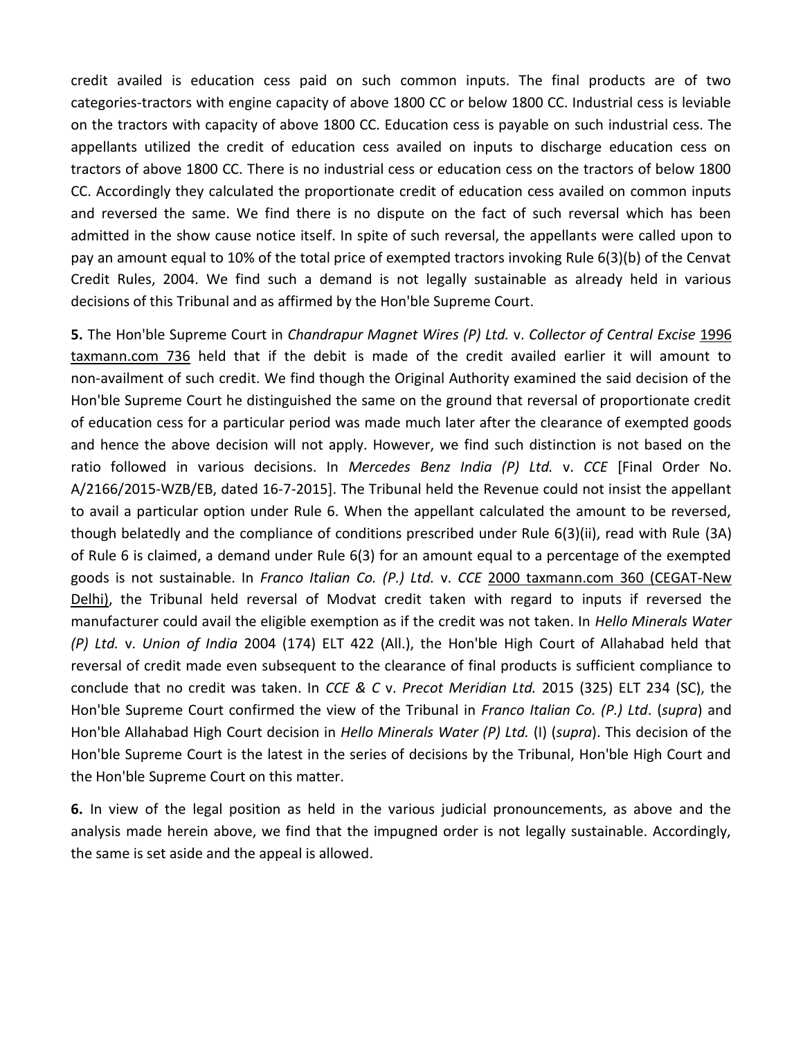credit availed is education cess paid on such common inputs. The final products are of two categories-tractors with engine capacity of above 1800 CC or below 1800 CC. Industrial cess is leviable on the tractors with capacity of above 1800 CC. Education cess is payable on such industrial cess. The appellants utilized the credit of education cess availed on inputs to discharge education cess on tractors of above 1800 CC. There is no industrial cess or education cess on the tractors of below 1800 CC. Accordingly they calculated the proportionate credit of education cess availed on common inputs and reversed the same. We find there is no dispute on the fact of such reversal which has been admitted in the show cause notice itself. In spite of such reversal, the appellants were called upon to pay an amount equal to 10% of the total price of exempted tractors invoking Rule 6(3)(b) of the Cenvat Credit Rules, 2004. We find such a demand is not legally sustainable as already held in various decisions of this Tribunal and as affirmed by the Hon'ble Supreme Court.

**5.** The Hon'ble Supreme Court in *Chandrapur Magnet Wires (P) Ltd.* v. *Collector of Central Excise* 1996 taxmann.com 736 held that if the debit is made of the credit availed earlier it will amount to non-availment of such credit. We find though the Original Authority examined the said decision of the Hon'ble Supreme Court he distinguished the same on the ground that reversal of proportionate credit of education cess for a particular period was made much later after the clearance of exempted goods and hence the above decision will not apply. However, we find such distinction is not based on the ratio followed in various decisions. In *Mercedes Benz India (P) Ltd.* v. *CCE* [Final Order No. A/2166/2015-WZB/EB, dated 16-7-2015]. The Tribunal held the Revenue could not insist the appellant to avail a particular option under Rule 6. When the appellant calculated the amount to be reversed, though belatedly and the compliance of conditions prescribed under Rule 6(3)(ii), read with Rule (3A) of Rule 6 is claimed, a demand under Rule 6(3) for an amount equal to a percentage of the exempted goods is not sustainable. In *Franco Italian Co. (P.) Ltd.* v. *CCE* 2000 taxmann.com 360 (CEGAT-New Delhi), the Tribunal held reversal of Modvat credit taken with regard to inputs if reversed the manufacturer could avail the eligible exemption as if the credit was not taken. In *Hello Minerals Water (P) Ltd.* v. *Union of India* 2004 (174) ELT 422 (All.), the Hon'ble High Court of Allahabad held that reversal of credit made even subsequent to the clearance of final products is sufficient compliance to conclude that no credit was taken. In *CCE & C* v. *Precot Meridian Ltd.* 2015 (325) ELT 234 (SC), the Hon'ble Supreme Court confirmed the view of the Tribunal in *Franco Italian Co. (P.) Ltd*. (*supra*) and Hon'ble Allahabad High Court decision in *Hello Minerals Water (P) Ltd.* (I) (*supra*). This decision of the Hon'ble Supreme Court is the latest in the series of decisions by the Tribunal, Hon'ble High Court and the Hon'ble Supreme Court on this matter.

**6.** In view of the legal position as held in the various judicial pronouncements, as above and the analysis made herein above, we find that the impugned order is not legally sustainable. Accordingly, the same is set aside and the appeal is allowed.